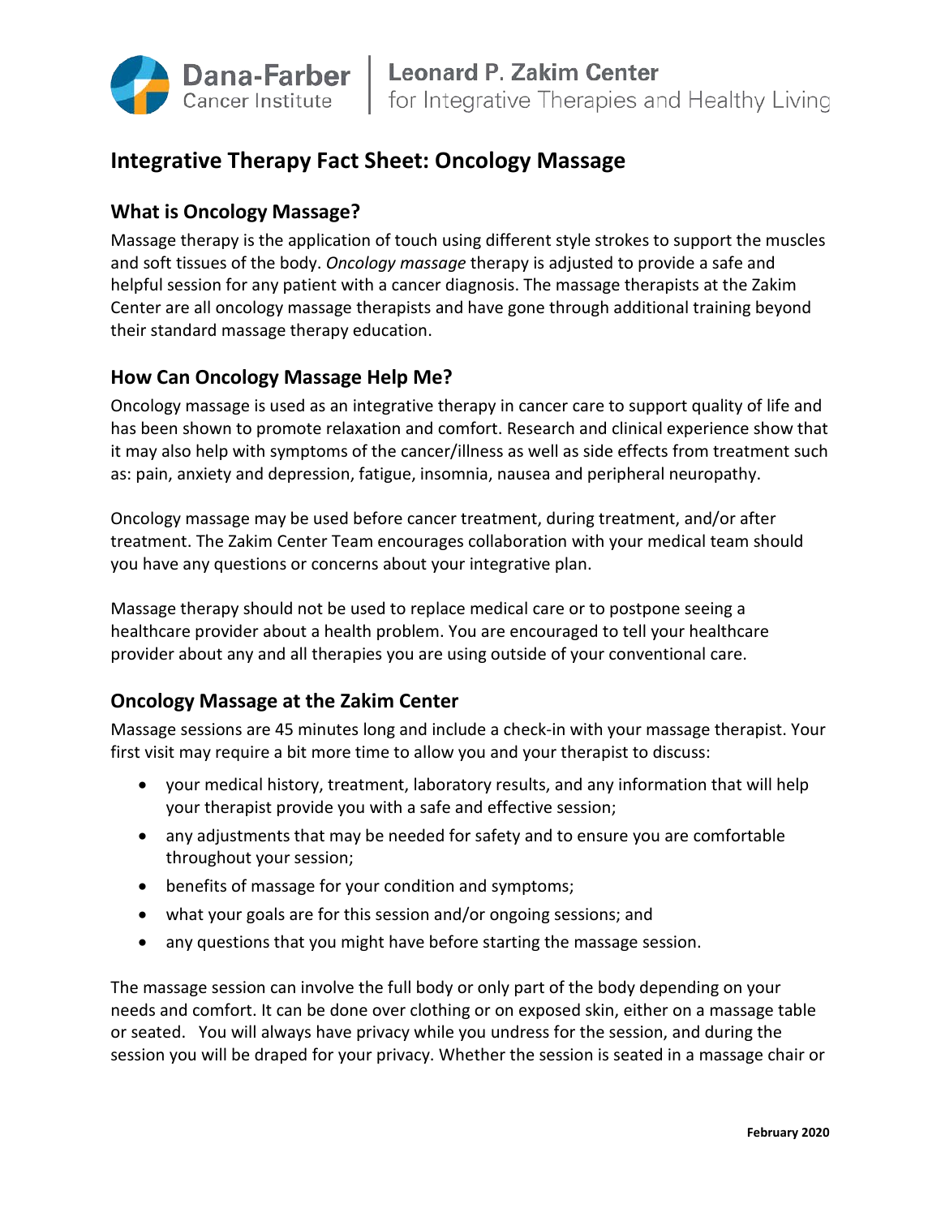Dana-Farber Cancer Institute | Leonard P. Zakim Center for Integrative Therapies and Healthy Living

# Integrative Therapy Fact Sheet: Oncology Massage

## What is Oncology Massage?

Massage therapy is the application of touch using different style strokes to support the muscles and soft tissues of the body. *Oncology massage* therapy is adjusted to provide a safe and helpful session for any patient with a cancer diagnosis. The massage therapists at the Zakim Center are all oncology massage therapists and have gone through additional training beyond their standard massage therapy education.

## How Can Oncology Massage Help Me?

Oncology massage is used as an integrative therapy in cancer care to support quality of life and has been shown to promote relaxation and comfort. Research and clinical experience show that it may also help with symptoms of the cancer/illness as well as side effects from treatment such as: pain, anxiety and depression, fatigue, insomnia, nausea and peripheral neuropathy.

Oncology massage may be used before cancer treatment, during treatment, and/or after treatment. The Zakim Center Team encourages collaboration with your medical team should you have any questions or concerns about your integrative plan.

Massage therapy should not be used to replace medical care or to postpone seeing a healthcare provider about a health problem. You are encouraged to tell your healthcare provider about any and all therapies you are using outside of your conventional care.

## Oncology Massage at the Zakim Center

Massage sessions are 45 minutes long and include a check-in with your massage therapist. Your first visit may require a bit more time to allow you and your therapist to discuss:

- your medical history, treatment, laboratory results, and any information that will help your therapist provide you with a safe and effective session;
- any adjustments that may be needed for safety and to ensure you are comfortable throughout your session;
- benefits of massage for your condition and symptoms;
- what your goals are for this session and/or ongoing sessions; and
- any questions that you might have before starting the massage session.

The massage session can involve the full body or only part of the body depending on your needs and comfort. It can be done over clothing or on exposed skin, either on a massage table or seated. You will always have privacy while you undress for the session, and during the session you will be draped for your privacy. Whether the session is seated in a massage chair or

February 2020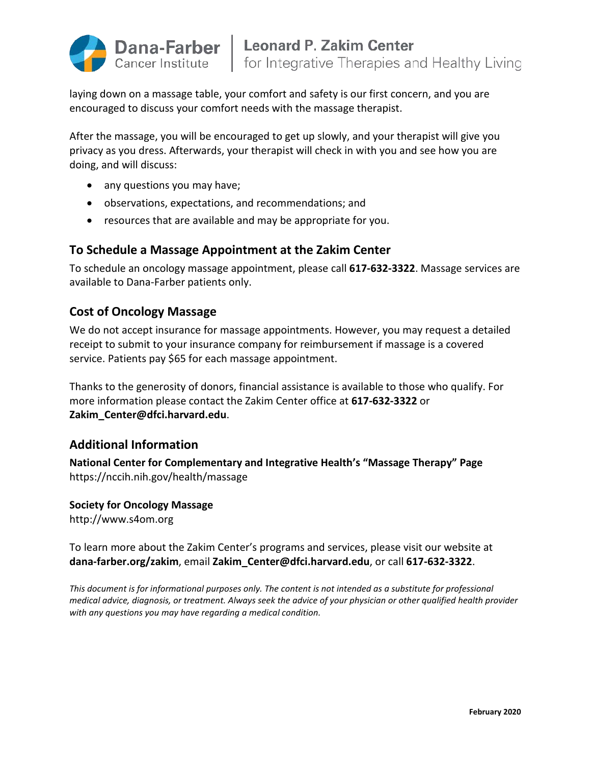laying down on a massage table, your comfort and safety is our first concern, and you are encouraged to discuss your comfort needs with the massage therapist.

After the massage, you will be encouraged to get up slowly, and your therapist will give you privacy as you dress. Afterwards, your therapist will check in with you and see how you are doing, and will discuss:

- any questions you may have;
- observations, expectations, and recommendations; and
- resources that are available and may be appropriate for you.

## To Schedule a Massage Appointment at the Zakim Center

To schedule an oncology massage appointment, please call **617-632-3322**. Massage services are available to Dana-Farber patients only.

## Cost of Oncology Massage

We do not accept insurance for massage appointments. However, you may request a detailed receipt to submit to your insurance company for reimbursement if massage is a covered service. Patients pay $65 for each massage appointment.

Thanks to the generosity of donors, financial assistance is available to those who qualify. For more information please contact the Zakim Center office at **617-632-3322** or **Zakim_Center@dfci.harvard.edu**.

## Additional Information

**National Center for Complementary and Integrative Health's "Massage Therapy" Page**
https://nccih.nih.gov/health/massage

**Society for Oncology Massage**
http://www.s4om.org

To learn more about the Zakim Center's programs and services, please visit our website at **dana-farber.org/zakim**, email **Zakim_Center@dfci.harvard.edu**, or call **617-632-3322**.

*This document is for informational purposes only. The content is not intended as a substitute for professional medical advice, diagnosis, or treatment. Always seek the advice of your physician or other qualified health provider with any questions you may have regarding a medical condition.*

**February 2020**